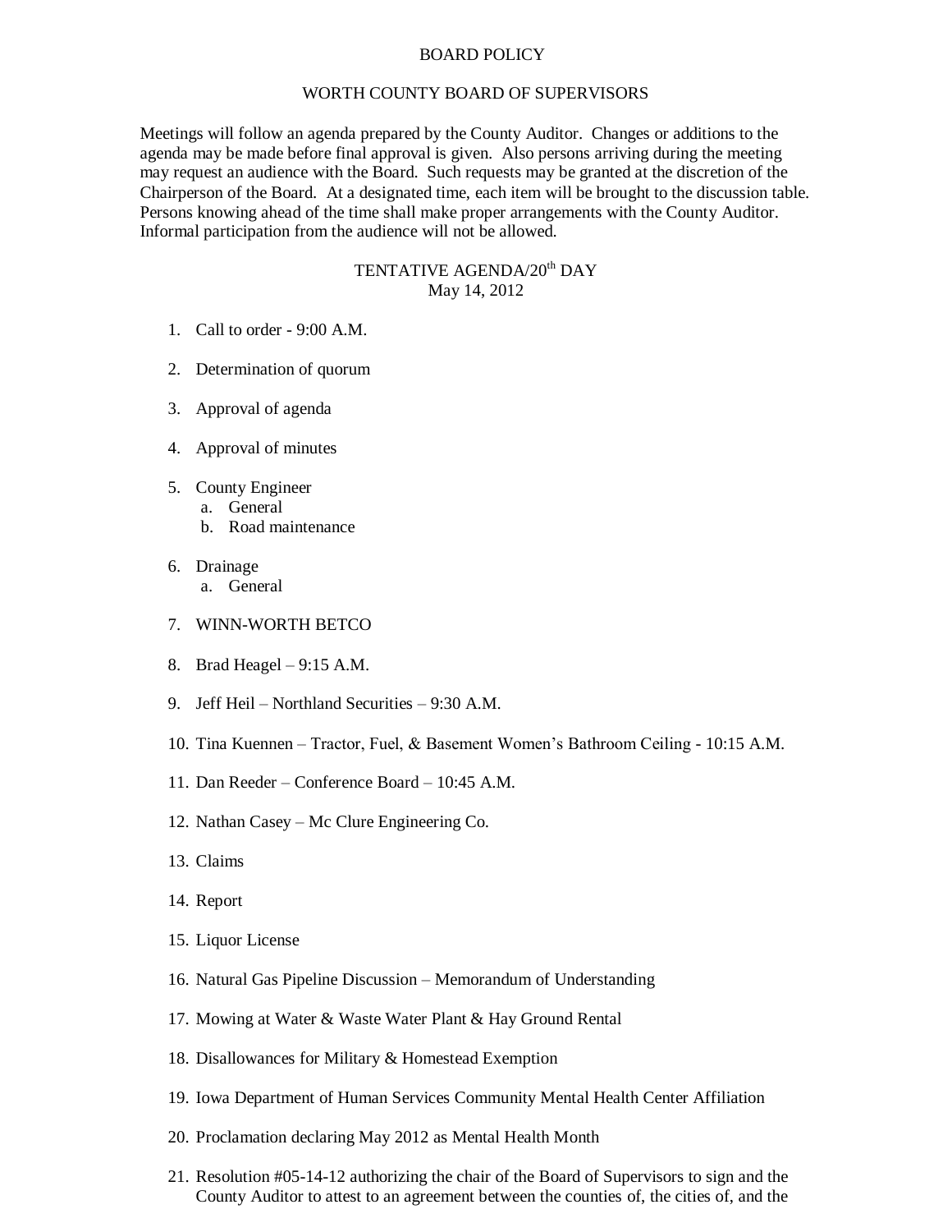# BOARD POLICY

## WORTH COUNTY BOARD OF SUPERVISORS

Meetings will follow an agenda prepared by the County Auditor. Changes or additions to the agenda may be made before final approval is given. Also persons arriving during the meeting may request an audience with the Board. Such requests may be granted at the discretion of the Chairperson of the Board. At a designated time, each item will be brought to the discussion table. Persons knowing ahead of the time shall make proper arrangements with the County Auditor. Informal participation from the audience will not be allowed.

## TENTATIVE AGENDA/20th DAY
May 14, 2012

1. Call to order - 9:00 A.M.

2. Determination of quorum

3. Approval of agenda

4. Approval of minutes

5. County Engineer
   a. General
   b. Road maintenance

6. Drainage
   a. General

7. WINN-WORTH BETCO

8. Brad Heagel – 9:15 A.M.

9. Jeff Heil – Northland Securities – 9:30 A.M.

10. Tina Kuennen – Tractor, Fuel, & Basement Women's Bathroom Ceiling - 10:15 A.M.

11. Dan Reeder – Conference Board – 10:45 A.M.

12. Nathan Casey – Mc Clure Engineering Co.

13. Claims

14. Report

15. Liquor License

16. Natural Gas Pipeline Discussion – Memorandum of Understanding

17. Mowing at Water & Waste Water Plant & Hay Ground Rental

18. Disallowances for Military & Homestead Exemption

19. Iowa Department of Human Services Community Mental Health Center Affiliation

20. Proclamation declaring May 2012 as Mental Health Month

21. Resolution #05-14-12 authorizing the chair of the Board of Supervisors to sign and the County Auditor to attest to an agreement between the counties of, the cities of, and the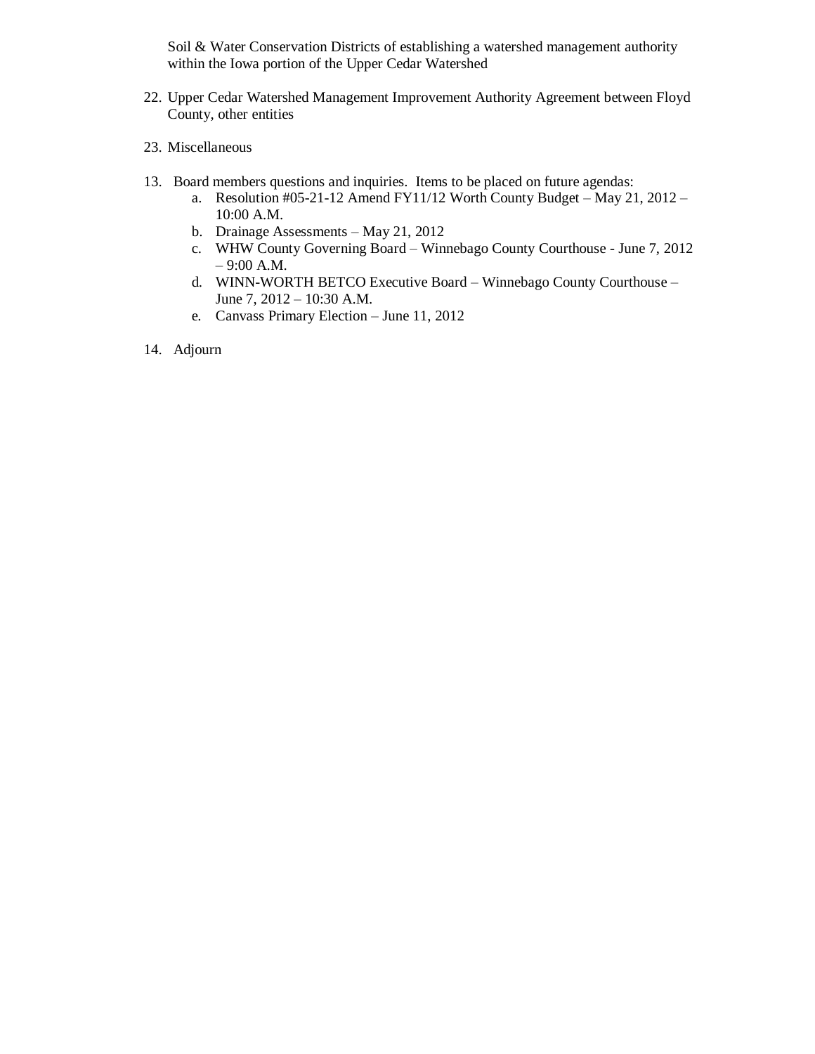Soil & Water Conservation Districts of establishing a watershed management authority within the Iowa portion of the Upper Cedar Watershed

22. Upper Cedar Watershed Management Improvement Authority Agreement between Floyd County, other entities

23. Miscellaneous

13. Board members questions and inquiries. Items to be placed on future agendas:
    a. Resolution #05-21-12 Amend FY11/12 Worth County Budget – May 21, 2012 – 10:00 A.M.
    b. Drainage Assessments – May 21, 2012
    c. WHW County Governing Board – Winnebago County Courthouse - June 7, 2012 – 9:00 A.M.
    d. WINN-WORTH BETCO Executive Board – Winnebago County Courthouse – June 7, 2012 – 10:30 A.M.
    e. Canvass Primary Election – June 11, 2012

14. Adjourn